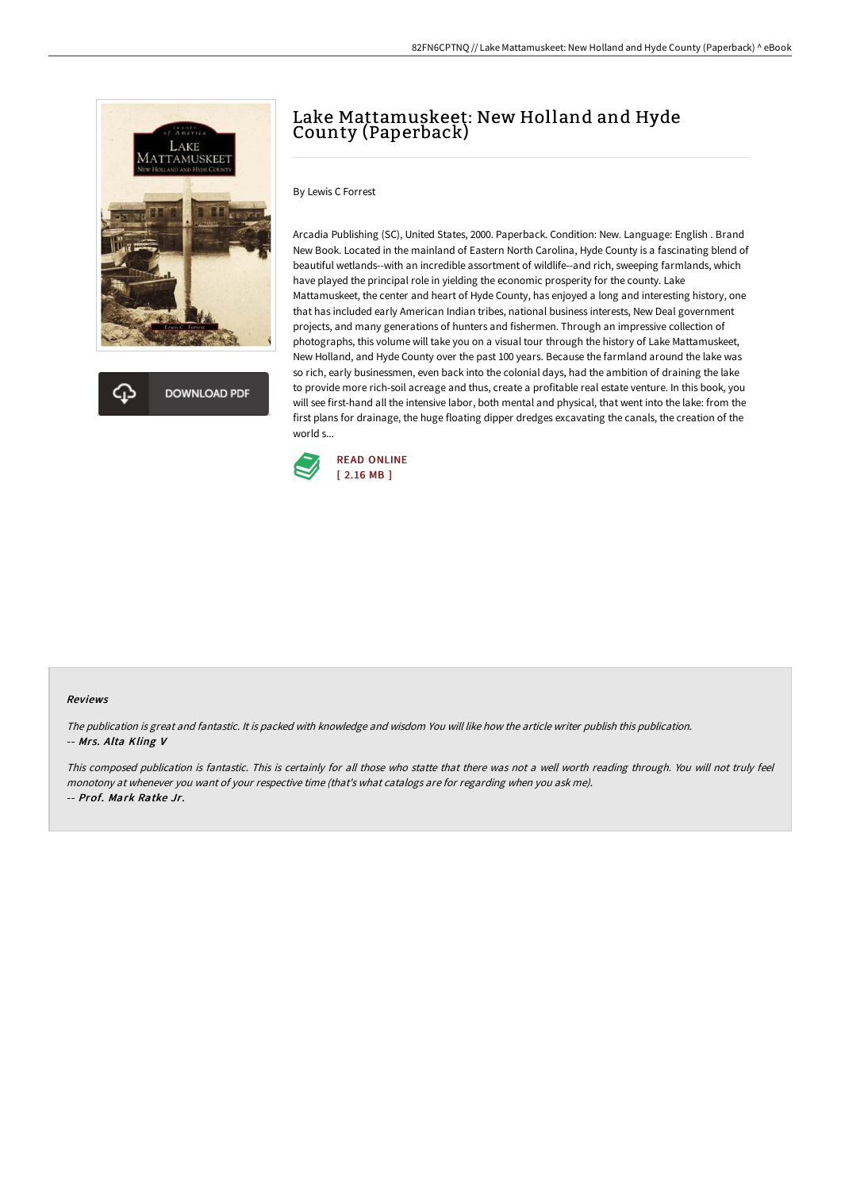# Lake Mattamuskeet: New Holland and Hyde County (Paperback)

By Lewis C Forrest

Arcadia Publishing (SC), United States, 2000. Paperback. Condition: New. Language: English . Brand New Book. Located in the mainland of Eastern North Carolina, Hyde County is a fascinating blend of beautiful wetlands--with an incredible assortment of wildlife--and rich, sweeping farmlands, which have played the principal role in yielding the economic prosperity for the county. Lake Mattamuskeet, the center and heart of Hyde County, has enjoyed a long and interesting history, one that has included early American Indian tribes, national business interests, New Deal government projects, and many generations of hunters and fishermen. Through an impressive collection of photographs, this volume will take you on a visual tour through the history of Lake Mattamuskeet, New Holland, and Hyde County over the past 100 years. Because the farmland around the lake was so rich, early businessmen, even back into the colonial days, had the ambition of draining the lake to provide more rich-soil acreage and thus, create a profitable real estate venture. In this book, you will see first-hand all the intensive labor, both mental and physical, that went into the lake: from the first plans for drainage, the huge floating dipper dredges excavating the canals, the creation of the world s...

DOWNLOAD PDF

READ ONLINE
[ 2.16 MB ]

### Reviews

*The publication is great and fantastic. It is packed with knowledge and wisdom You will like how the article writer publish this publication.*
-- ***Mrs. Alta Kling V***

*This composed publication is fantastic. This is certainly for all those who statte that there was not a well worth reading through. You will not truly feel monotony at whenever you want of your respective time (that's what catalogs are for regarding when you ask me).*
-- ***Prof. Mark Ratke Jr.***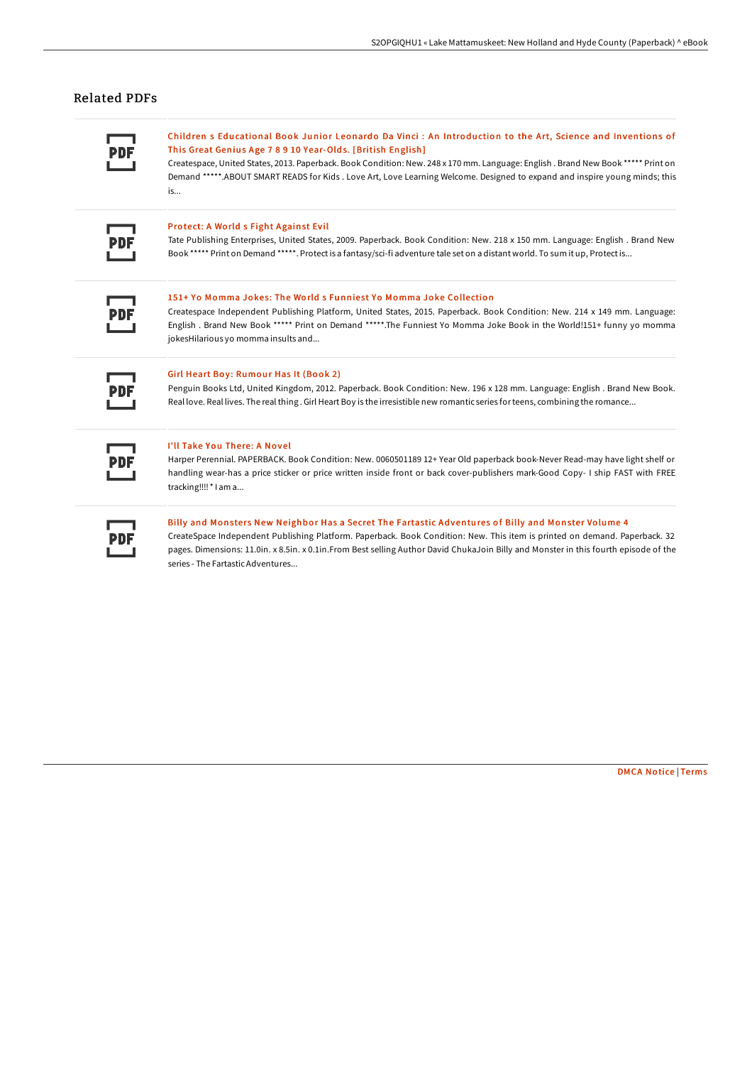## Related PDFs

PDF

**Children s Educational Book Junior Leonardo Da Vinci : An Introduction to the Art, Science and Inventions of This Great Genius Age 7 8 9 10 Year-Olds. [British English]**

Createspace, United States, 2013. Paperback. Book Condition: New. 248 x 170 mm. Language: English . Brand New Book ***** Print on Demand *****.ABOUT SMART READS for Kids . Love Art, Love Learning Welcome. Designed to expand and inspire young minds; this is...

PDF

**Protect: A World s Fight Against Evil**

Tate Publishing Enterprises, United States, 2009. Paperback. Book Condition: New. 218 x 150 mm. Language: English . Brand New Book ***** Print on Demand *****. Protect is a fantasy/sci-fi adventure tale set on a distant world. To sum it up, Protect is...

PDF

**151+ Yo Momma Jokes: The World s Funniest Yo Momma Joke Collection**

Createspace Independent Publishing Platform, United States, 2015. Paperback. Book Condition: New. 214 x 149 mm. Language: English . Brand New Book ***** Print on Demand *****.The Funniest Yo Momma Joke Book in the World!151+ funny yo momma jokesHilarious yo momma insults and...

PDF

**Girl Heart Boy: Rumour Has It (Book 2)**

Penguin Books Ltd, United Kingdom, 2012. Paperback. Book Condition: New. 196 x 128 mm. Language: English . Brand New Book. Real love. Real lives. The real thing . Girl Heart Boy is the irresistible new romantic series for teens, combining the romance...

PDF

**I'll Take You There: A Novel**

Harper Perennial. PAPERBACK. Book Condition: New. 0060501189 12+ Year Old paperback book-Never Read-may have light shelf or handling wear-has a price sticker or price written inside front or back cover-publishers mark-Good Copy- I ship FAST with FREE tracking!!!! * I am a...

PDF

**Billy and Monsters New Neighbor Has a Secret The Fartastic Adventures of Billy and Monster Volume 4**

CreateSpace Independent Publishing Platform. Paperback. Book Condition: New. This item is printed on demand. Paperback. 32 pages. Dimensions: 11.0in. x 8.5in. x 0.1in.From Best selling Author David ChukaJoin Billy and Monster in this fourth episode of the series - The Fartastic Adventures...

DMCA Notice | Terms